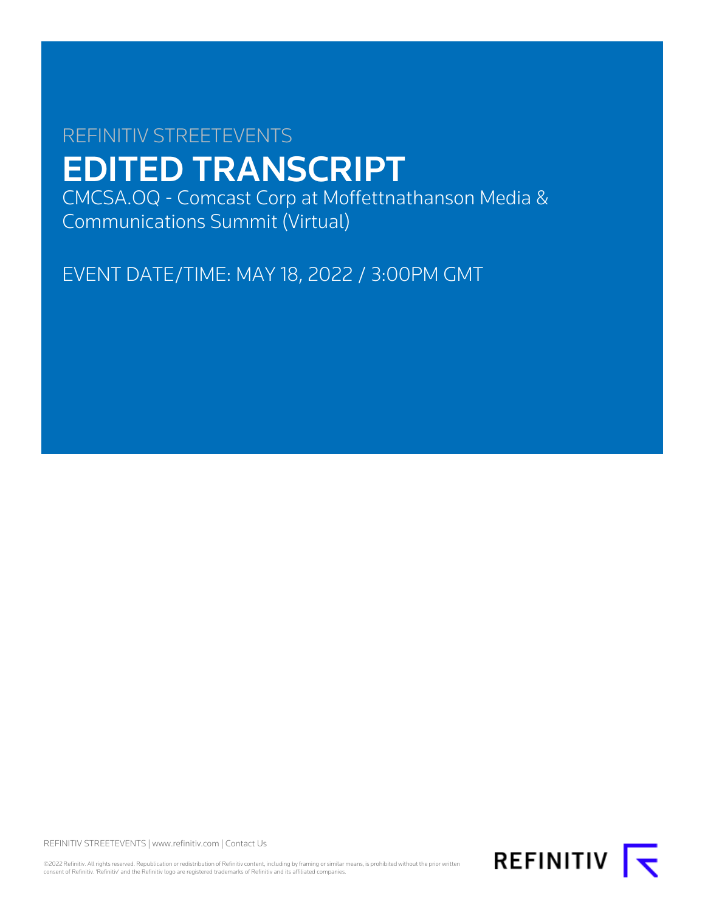REFINITIV STREETEVENTS

# EDITED TRANSCRIPT

CMCSA.OQ - Comcast Corp at Moffettnathanson Media & Communications Summit (Virtual)

EVENT DATE/TIME: MAY 18, 2022 / 3:00PM GMT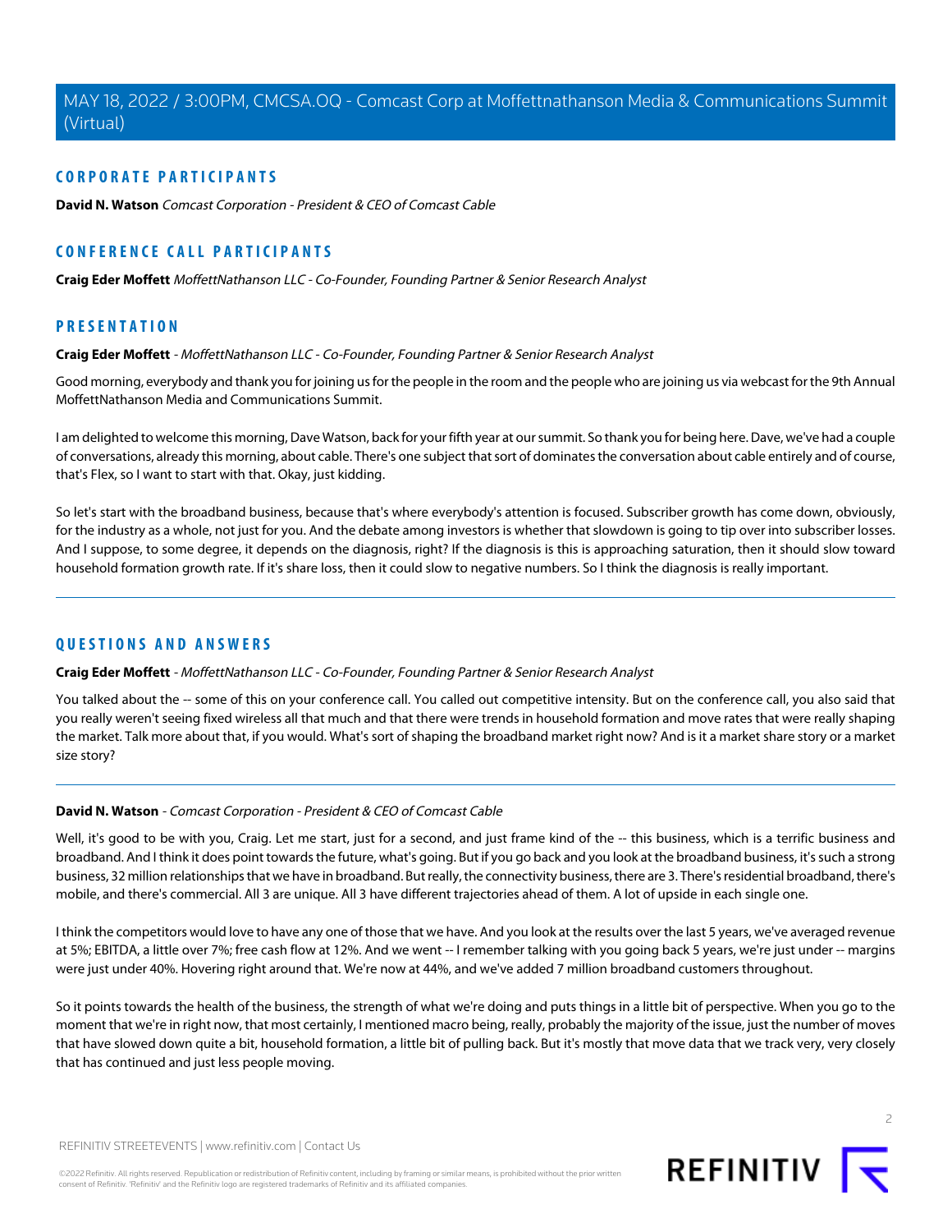## CORPORATE PARTICIPANTS

**David N. Watson** *Comcast Corporation - President & CEO of Comcast Cable*

## CONFERENCE CALL PARTICIPANTS

**Craig Eder Moffett** *MoffettNathanson LLC - Co-Founder, Founding Partner & Senior Research Analyst*

## PRESENTATION

**Craig Eder Moffett** - *MoffettNathanson LLC - Co-Founder, Founding Partner & Senior Research Analyst*

Good morning, everybody and thank you for joining us for the people in the room and the people who are joining us via webcast for the 9th Annual MoffettNathanson Media and Communications Summit.

I am delighted to welcome this morning, Dave Watson, back for your fifth year at our summit. So thank you for being here. Dave, we've had a couple of conversations, already this morning, about cable. There's one subject that sort of dominates the conversation about cable entirely and of course, that's Flex, so I want to start with that. Okay, just kidding.

So let's start with the broadband business, because that's where everybody's attention is focused. Subscriber growth has come down, obviously, for the industry as a whole, not just for you. And the debate among investors is whether that slowdown is going to tip over into subscriber losses. And I suppose, to some degree, it depends on the diagnosis, right? If the diagnosis is this is approaching saturation, then it should slow toward household formation growth rate. If it's share loss, then it could slow to negative numbers. So I think the diagnosis is really important.

## QUESTIONS AND ANSWERS

**Craig Eder Moffett** - *MoffettNathanson LLC - Co-Founder, Founding Partner & Senior Research Analyst*

You talked about the -- some of this on your conference call. You called out competitive intensity. But on the conference call, you also said that you really weren't seeing fixed wireless all that much and that there were trends in household formation and move rates that were really shaping the market. Talk more about that, if you would. What's sort of shaping the broadband market right now? And is it a market share story or a market size story?

**David N. Watson** - *Comcast Corporation - President & CEO of Comcast Cable*

Well, it's good to be with you, Craig. Let me start, just for a second, and just frame kind of the -- this business, which is a terrific business and broadband. And I think it does point towards the future, what's going. But if you go back and you look at the broadband business, it's such a strong business, 32 million relationships that we have in broadband. But really, the connectivity business, there are 3. There's residential broadband, there's mobile, and there's commercial. All 3 are unique. All 3 have different trajectories ahead of them. A lot of upside in each single one.

I think the competitors would love to have any one of those that we have. And you look at the results over the last 5 years, we've averaged revenue at 5%; EBITDA, a little over 7%; free cash flow at 12%. And we went -- I remember talking with you going back 5 years, we're just under -- margins were just under 40%. Hovering right around that. We're now at 44%, and we've added 7 million broadband customers throughout.

So it points towards the health of the business, the strength of what we're doing and puts things in a little bit of perspective. When you go to the moment that we're in right now, that most certainly, I mentioned macro being, really, probably the majority of the issue, just the number of moves that have slowed down quite a bit, household formation, a little bit of pulling back. But it's mostly that move data that we track very, very closely that has continued and just less people moving.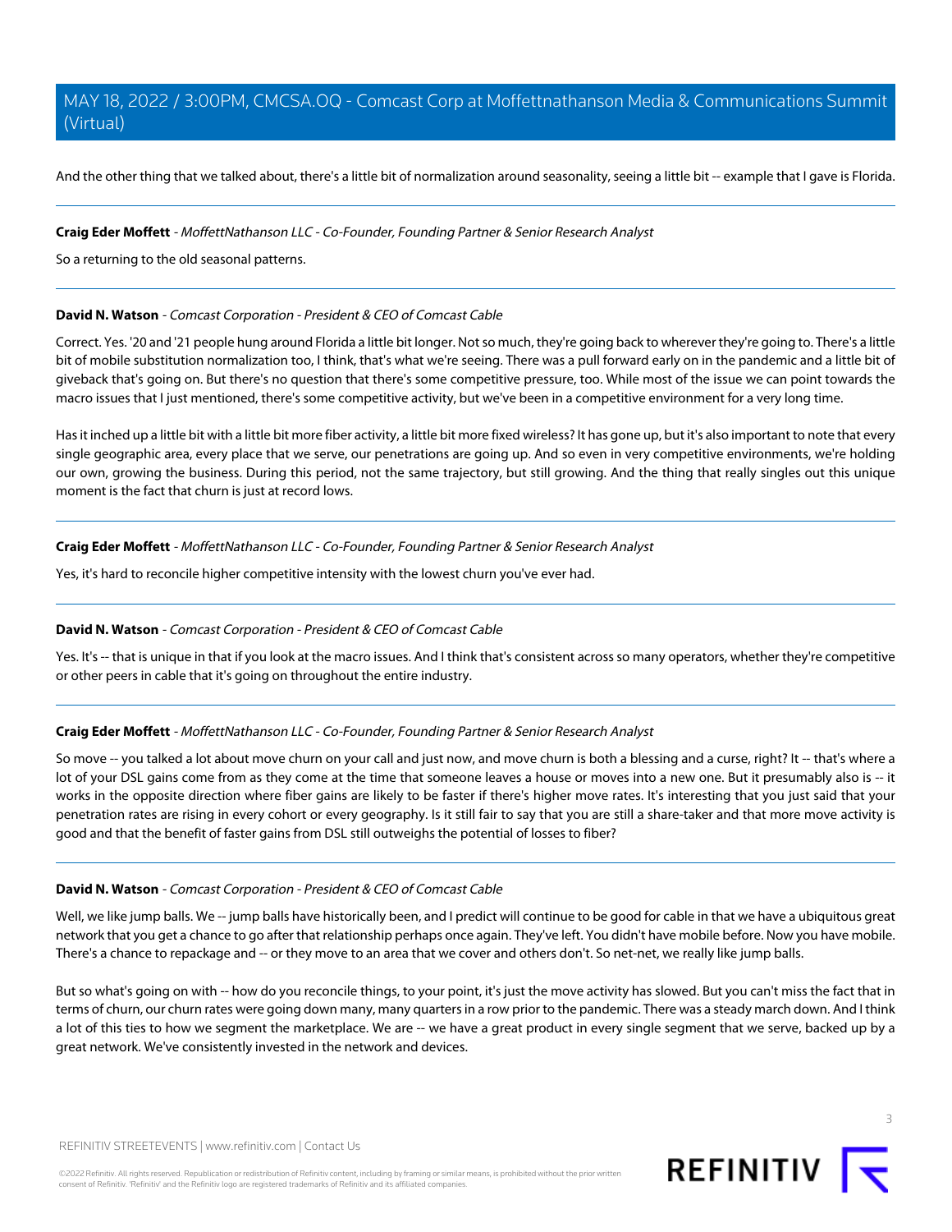And the other thing that we talked about, there's a little bit of normalization around seasonality, seeing a little bit -- example that I gave is Florida.

---

**Craig Eder Moffett** - *MoffettNathanson LLC - Co-Founder, Founding Partner & Senior Research Analyst*

So a returning to the old seasonal patterns.

---

**David N. Watson** - *Comcast Corporation - President & CEO of Comcast Cable*

Correct. Yes. '20 and '21 people hung around Florida a little bit longer. Not so much, they're going back to wherever they're going to. There's a little bit of mobile substitution normalization too, I think, that's what we're seeing. There was a pull forward early on in the pandemic and a little bit of giveback that's going on. But there's no question that there's some competitive pressure, too. While most of the issue we can point towards the macro issues that I just mentioned, there's some competitive activity, but we've been in a competitive environment for a very long time.

Has it inched up a little bit with a little bit more fiber activity, a little bit more fixed wireless? It has gone up, but it's also important to note that every single geographic area, every place that we serve, our penetrations are going up. And so even in very competitive environments, we're holding our own, growing the business. During this period, not the same trajectory, but still growing. And the thing that really singles out this unique moment is the fact that churn is just at record lows.

---

**Craig Eder Moffett** - *MoffettNathanson LLC - Co-Founder, Founding Partner & Senior Research Analyst*

Yes, it's hard to reconcile higher competitive intensity with the lowest churn you've ever had.

---

**David N. Watson** - *Comcast Corporation - President & CEO of Comcast Cable*

Yes. It's -- that is unique in that if you look at the macro issues. And I think that's consistent across so many operators, whether they're competitive or other peers in cable that it's going on throughout the entire industry.

---

**Craig Eder Moffett** - *MoffettNathanson LLC - Co-Founder, Founding Partner & Senior Research Analyst*

So move -- you talked a lot about move churn on your call and just now, and move churn is both a blessing and a curse, right? It -- that's where a lot of your DSL gains come from as they come at the time that someone leaves a house or moves into a new one. But it presumably also is -- it works in the opposite direction where fiber gains are likely to be faster if there's higher move rates. It's interesting that you just said that your penetration rates are rising in every cohort or every geography. Is it still fair to say that you are still a share-taker and that more move activity is good and that the benefit of faster gains from DSL still outweighs the potential of losses to fiber?

---

**David N. Watson** - *Comcast Corporation - President & CEO of Comcast Cable*

Well, we like jump balls. We -- jump balls have historically been, and I predict will continue to be good for cable in that we have a ubiquitous great network that you get a chance to go after that relationship perhaps once again. They've left. You didn't have mobile before. Now you have mobile. There's a chance to repackage and -- or they move to an area that we cover and others don't. So net-net, we really like jump balls.

But so what's going on with -- how do you reconcile things, to your point, it's just the move activity has slowed. But you can't miss the fact that in terms of churn, our churn rates were going down many, many quarters in a row prior to the pandemic. There was a steady march down. And I think a lot of this ties to how we segment the marketplace. We are -- we have a great product in every single segment that we serve, backed up by a great network. We've consistently invested in the network and devices.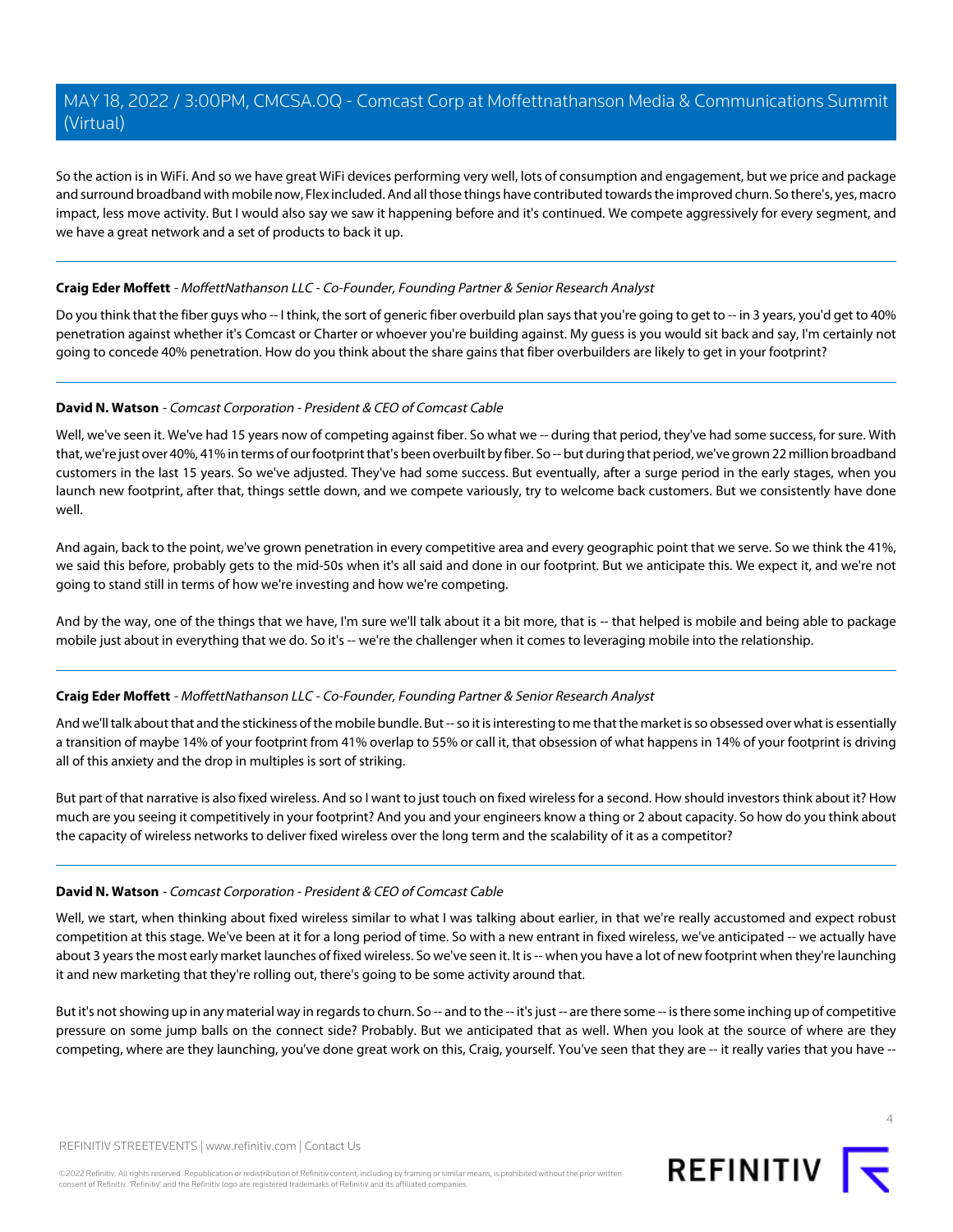So the action is in WiFi. And so we have great WiFi devices performing very well, lots of consumption and engagement, but we price and package and surround broadband with mobile now, Flex included. And all those things have contributed towards the improved churn. So there's, yes, macro impact, less move activity. But I would also say we saw it happening before and it's continued. We compete aggressively for every segment, and we have a great network and a set of products to back it up.

---

**Craig Eder Moffett** - *MoffettNathanson LLC - Co-Founder, Founding Partner & Senior Research Analyst*

Do you think that the fiber guys who -- I think, the sort of generic fiber overbuild plan says that you're going to get to -- in 3 years, you'd get to 40% penetration against whether it's Comcast or Charter or whoever you're building against. My guess is you would sit back and say, I'm certainly not going to concede 40% penetration. How do you think about the share gains that fiber overbuilders are likely to get in your footprint?

---

**David N. Watson** - *Comcast Corporation - President & CEO of Comcast Cable*

Well, we've seen it. We've had 15 years now of competing against fiber. So what we -- during that period, they've had some success, for sure. With that, we're just over 40%, 41% in terms of our footprint that's been overbuilt by fiber. So -- but during that period, we've grown 22 million broadband customers in the last 15 years. So we've adjusted. They've had some success. But eventually, after a surge period in the early stages, when you launch new footprint, after that, things settle down, and we compete variously, try to welcome back customers. But we consistently have done well.

And again, back to the point, we've grown penetration in every competitive area and every geographic point that we serve. So we think the 41%, we said this before, probably gets to the mid-50s when it's all said and done in our footprint. But we anticipate this. We expect it, and we're not going to stand still in terms of how we're investing and how we're competing.

And by the way, one of the things that we have, I'm sure we'll talk about it a bit more, that is -- that helped is mobile and being able to package mobile just about in everything that we do. So it's -- we're the challenger when it comes to leveraging mobile into the relationship.

---

**Craig Eder Moffett** - *MoffettNathanson LLC - Co-Founder, Founding Partner & Senior Research Analyst*

And we'll talk about that and the stickiness of the mobile bundle. But -- so it is interesting to me that the market is so obsessed over what is essentially a transition of maybe 14% of your footprint from 41% overlap to 55% or call it, that obsession of what happens in 14% of your footprint is driving all of this anxiety and the drop in multiples is sort of striking.

But part of that narrative is also fixed wireless. And so I want to just touch on fixed wireless for a second. How should investors think about it? How much are you seeing it competitively in your footprint? And you and your engineers know a thing or 2 about capacity. So how do you think about the capacity of wireless networks to deliver fixed wireless over the long term and the scalability of it as a competitor?

---

**David N. Watson** - *Comcast Corporation - President & CEO of Comcast Cable*

Well, we start, when thinking about fixed wireless similar to what I was talking about earlier, in that we're really accustomed and expect robust competition at this stage. We've been at it for a long period of time. So with a new entrant in fixed wireless, we've anticipated -- we actually have about 3 years the most early market launches of fixed wireless. So we've seen it. It is -- when you have a lot of new footprint when they're launching it and new marketing that they're rolling out, there's going to be some activity around that.

But it's not showing up in any material way in regards to churn. So -- and to the -- it's just -- are there some -- is there some inching up of competitive pressure on some jump balls on the connect side? Probably. But we anticipated that as well. When you look at the source of where are they competing, where are they launching, you've done great work on this, Craig, yourself. You've seen that they are -- it really varies that you have --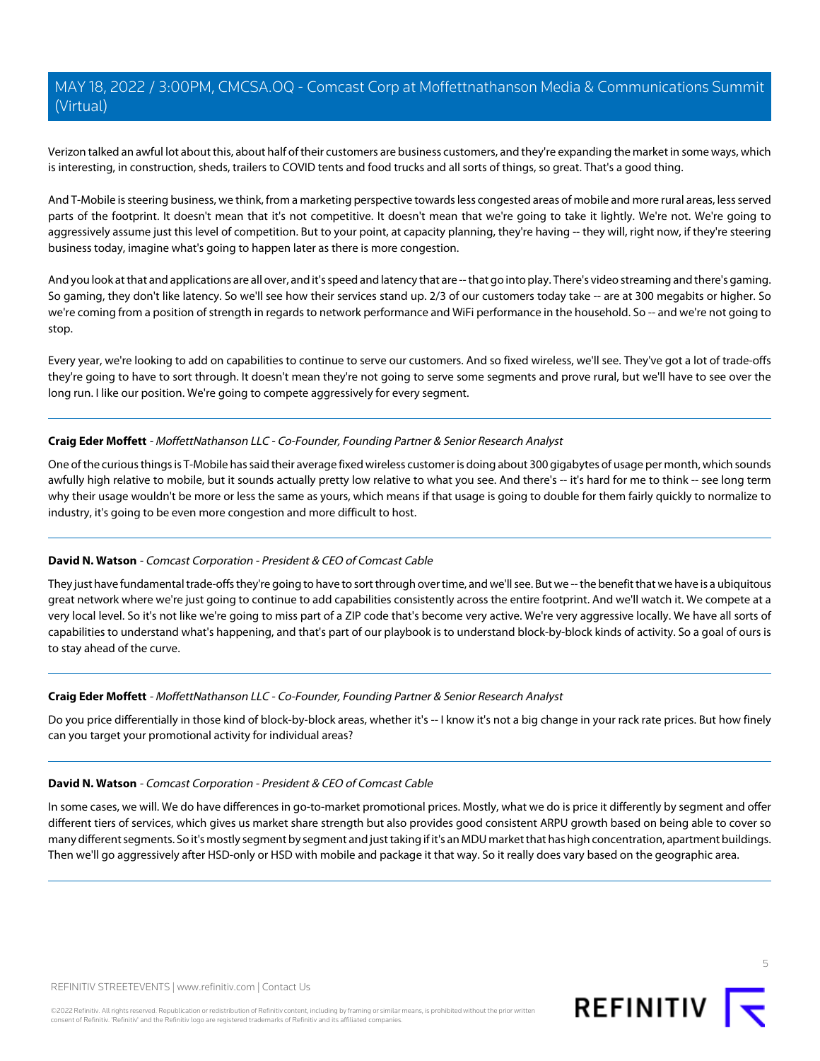Verizon talked an awful lot about this, about half of their customers are business customers, and they're expanding the market in some ways, which is interesting, in construction, sheds, trailers to COVID tents and food trucks and all sorts of things, so great. That's a good thing.

And T-Mobile is steering business, we think, from a marketing perspective towards less congested areas of mobile and more rural areas, less served parts of the footprint. It doesn't mean that it's not competitive. It doesn't mean that we're going to take it lightly. We're not. We're going to aggressively assume just this level of competition. But to your point, at capacity planning, they're having -- they will, right now, if they're steering business today, imagine what's going to happen later as there is more congestion.

And you look at that and applications are all over, and it's speed and latency that are -- that go into play. There's video streaming and there's gaming. So gaming, they don't like latency. So we'll see how their services stand up. 2/3 of our customers today take -- are at 300 megabits or higher. So we're coming from a position of strength in regards to network performance and WiFi performance in the household. So -- and we're not going to stop.

Every year, we're looking to add on capabilities to continue to serve our customers. And so fixed wireless, we'll see. They've got a lot of trade-offs they're going to have to sort through. It doesn't mean they're not going to serve some segments and prove rural, but we'll have to see over the long run. I like our position. We're going to compete aggressively for every segment.

---

**Craig Eder Moffett** - *MoffettNathanson LLC - Co-Founder, Founding Partner & Senior Research Analyst*

One of the curious things is T-Mobile has said their average fixed wireless customer is doing about 300 gigabytes of usage per month, which sounds awfully high relative to mobile, but it sounds actually pretty low relative to what you see. And there's -- it's hard for me to think -- see long term why their usage wouldn't be more or less the same as yours, which means if that usage is going to double for them fairly quickly to normalize to industry, it's going to be even more congestion and more difficult to host.

---

**David N. Watson** - *Comcast Corporation - President & CEO of Comcast Cable*

They just have fundamental trade-offs they're going to have to sort through over time, and we'll see. But we -- the benefit that we have is a ubiquitous great network where we're just going to continue to add capabilities consistently across the entire footprint. And we'll watch it. We compete at a very local level. So it's not like we're going to miss part of a ZIP code that's become very active. We're very aggressive locally. We have all sorts of capabilities to understand what's happening, and that's part of our playbook is to understand block-by-block kinds of activity. So a goal of ours is to stay ahead of the curve.

---

**Craig Eder Moffett** - *MoffettNathanson LLC - Co-Founder, Founding Partner & Senior Research Analyst*

Do you price differentially in those kind of block-by-block areas, whether it's -- I know it's not a big change in your rack rate prices. But how finely can you target your promotional activity for individual areas?

---

**David N. Watson** - *Comcast Corporation - President & CEO of Comcast Cable*

In some cases, we will. We do have differences in go-to-market promotional prices. Mostly, what we do is price it differently by segment and offer different tiers of services, which gives us market share strength but also provides good consistent ARPU growth based on being able to cover so many different segments. So it's mostly segment by segment and just taking if it's an MDU market that has high concentration, apartment buildings. Then we'll go aggressively after HSD-only or HSD with mobile and package it that way. So it really does vary based on the geographic area.

---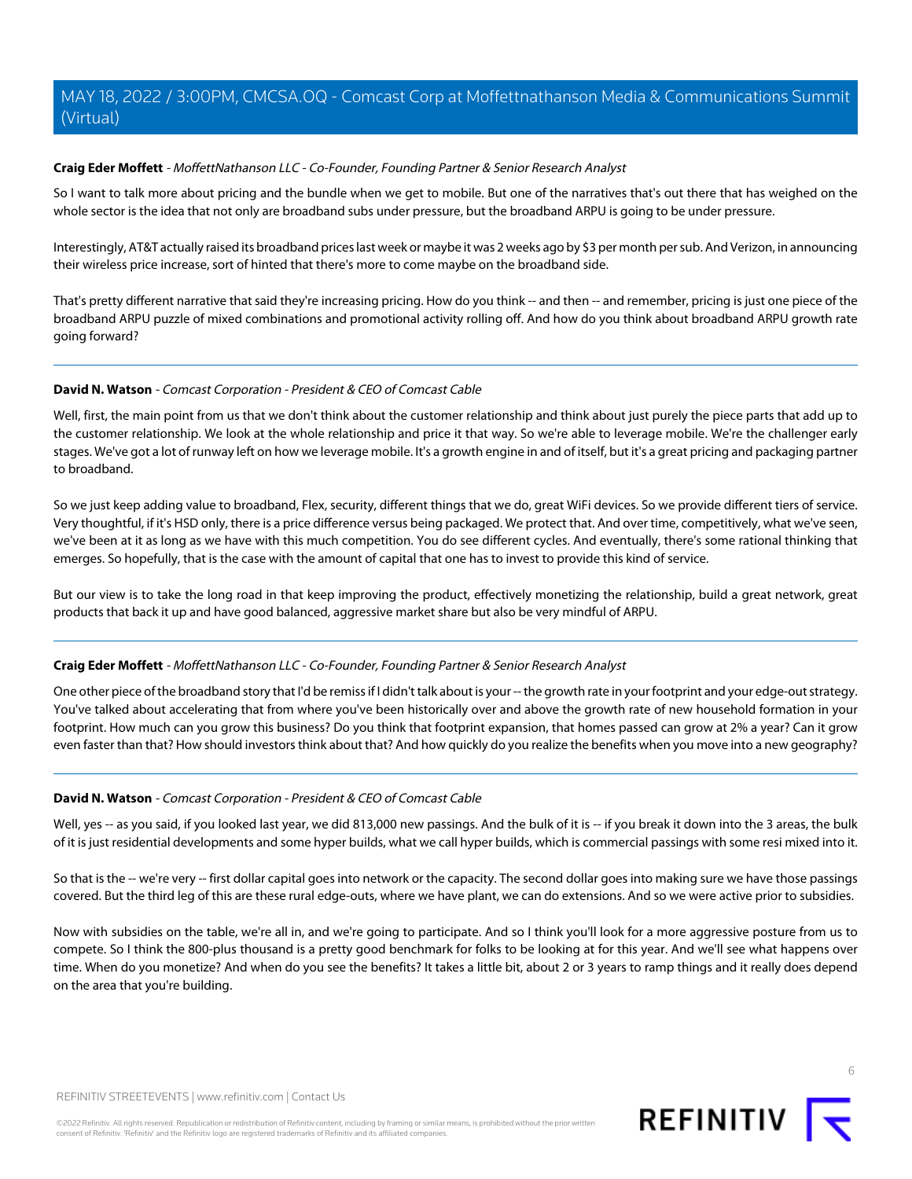**Craig Eder Moffett** - *MoffettNathanson LLC - Co-Founder, Founding Partner & Senior Research Analyst*

So I want to talk more about pricing and the bundle when we get to mobile. But one of the narratives that's out there that has weighed on the whole sector is the idea that not only are broadband subs under pressure, but the broadband ARPU is going to be under pressure.

Interestingly, AT&T actually raised its broadband prices last week or maybe it was 2 weeks ago by $3 per month per sub. And Verizon, in announcing their wireless price increase, sort of hinted that there's more to come maybe on the broadband side.

That's pretty different narrative that said they're increasing pricing. How do you think -- and then -- and remember, pricing is just one piece of the broadband ARPU puzzle of mixed combinations and promotional activity rolling off. And how do you think about broadband ARPU growth rate going forward?

---

**David N. Watson** - *Comcast Corporation - President & CEO of Comcast Cable*

Well, first, the main point from us that we don't think about the customer relationship and think about just purely the piece parts that add up to the customer relationship. We look at the whole relationship and price it that way. So we're able to leverage mobile. We're the challenger early stages. We've got a lot of runway left on how we leverage mobile. It's a growth engine in and of itself, but it's a great pricing and packaging partner to broadband.

So we just keep adding value to broadband, Flex, security, different things that we do, great WiFi devices. So we provide different tiers of service. Very thoughtful, if it's HSD only, there is a price difference versus being packaged. We protect that. And over time, competitively, what we've seen, we've been at it as long as we have with this much competition. You do see different cycles. And eventually, there's some rational thinking that emerges. So hopefully, that is the case with the amount of capital that one has to invest to provide this kind of service.

But our view is to take the long road in that keep improving the product, effectively monetizing the relationship, build a great network, great products that back it up and have good balanced, aggressive market share but also be very mindful of ARPU.

---

**Craig Eder Moffett** - *MoffettNathanson LLC - Co-Founder, Founding Partner & Senior Research Analyst*

One other piece of the broadband story that I'd be remiss if I didn't talk about is your -- the growth rate in your footprint and your edge-out strategy. You've talked about accelerating that from where you've been historically over and above the growth rate of new household formation in your footprint. How much can you grow this business? Do you think that footprint expansion, that homes passed can grow at 2% a year? Can it grow even faster than that? How should investors think about that? And how quickly do you realize the benefits when you move into a new geography?

---

**David N. Watson** - *Comcast Corporation - President & CEO of Comcast Cable*

Well, yes -- as you said, if you looked last year, we did 813,000 new passings. And the bulk of it is -- if you break it down into the 3 areas, the bulk of it is just residential developments and some hyper builds, what we call hyper builds, which is commercial passings with some resi mixed into it.

So that is the -- we're very -- first dollar capital goes into network or the capacity. The second dollar goes into making sure we have those passings covered. But the third leg of this are these rural edge-outs, where we have plant, we can do extensions. And so we were active prior to subsidies.

Now with subsidies on the table, we're all in, and we're going to participate. And so I think you'll look for a more aggressive posture from us to compete. So I think the 800-plus thousand is a pretty good benchmark for folks to be looking at for this year. And we'll see what happens over time. When do you monetize? And when do you see the benefits? It takes a little bit, about 2 or 3 years to ramp things and it really does depend on the area that you're building.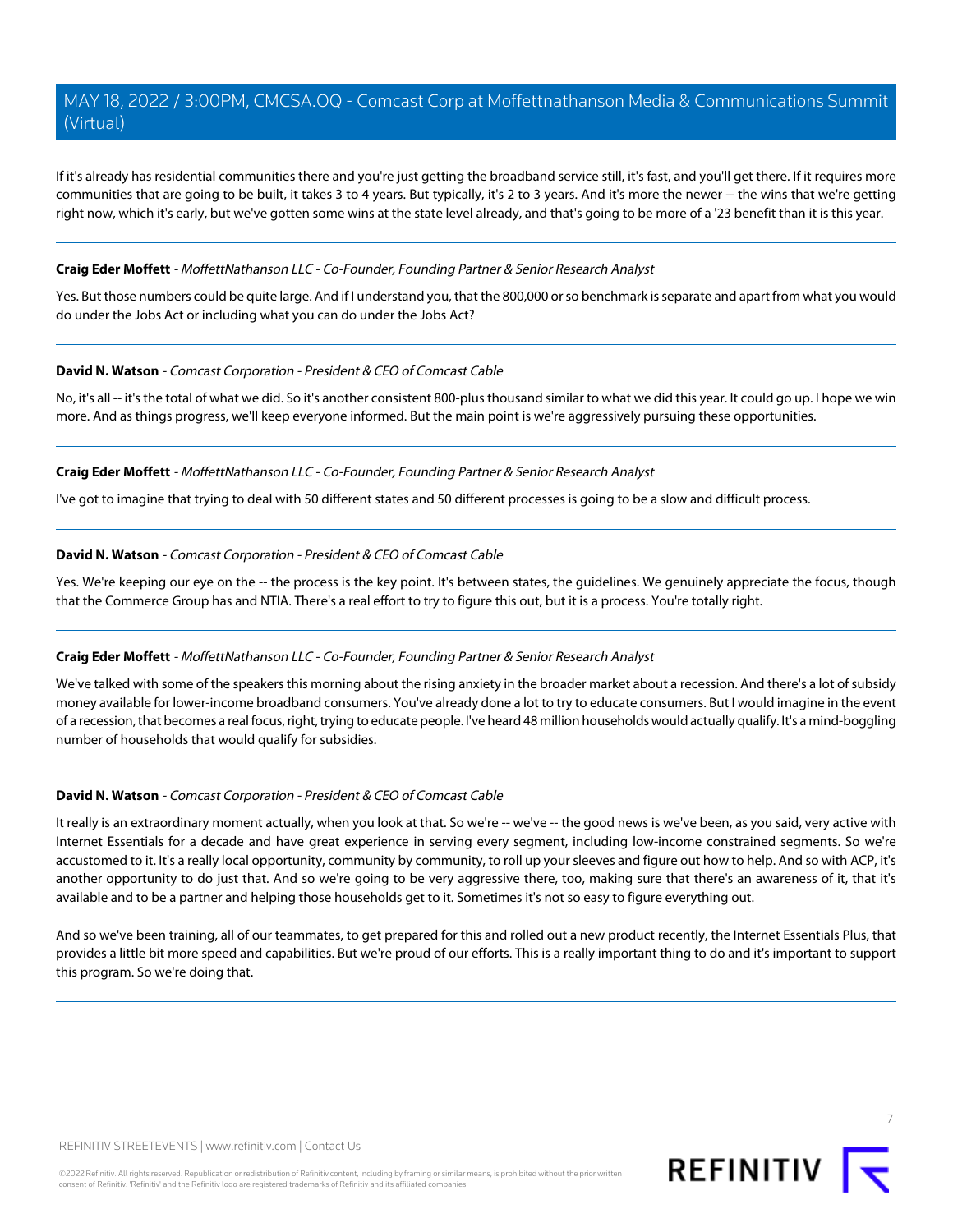If it's already has residential communities there and you're just getting the broadband service still, it's fast, and you'll get there. If it requires more communities that are going to be built, it takes 3 to 4 years. But typically, it's 2 to 3 years. And it's more the newer -- the wins that we're getting right now, which it's early, but we've gotten some wins at the state level already, and that's going to be more of a '23 benefit than it is this year.

---

**Craig Eder Moffett** - *MoffettNathanson LLC - Co-Founder, Founding Partner & Senior Research Analyst*

Yes. But those numbers could be quite large. And if I understand you, that the 800,000 or so benchmark is separate and apart from what you would do under the Jobs Act or including what you can do under the Jobs Act?

---

**David N. Watson** - *Comcast Corporation - President & CEO of Comcast Cable*

No, it's all -- it's the total of what we did. So it's another consistent 800-plus thousand similar to what we did this year. It could go up. I hope we win more. And as things progress, we'll keep everyone informed. But the main point is we're aggressively pursuing these opportunities.

---

**Craig Eder Moffett** - *MoffettNathanson LLC - Co-Founder, Founding Partner & Senior Research Analyst*

I've got to imagine that trying to deal with 50 different states and 50 different processes is going to be a slow and difficult process.

---

**David N. Watson** - *Comcast Corporation - President & CEO of Comcast Cable*

Yes. We're keeping our eye on the -- the process is the key point. It's between states, the guidelines. We genuinely appreciate the focus, though that the Commerce Group has and NTIA. There's a real effort to try to figure this out, but it is a process. You're totally right.

---

**Craig Eder Moffett** - *MoffettNathanson LLC - Co-Founder, Founding Partner & Senior Research Analyst*

We've talked with some of the speakers this morning about the rising anxiety in the broader market about a recession. And there's a lot of subsidy money available for lower-income broadband consumers. You've already done a lot to try to educate consumers. But I would imagine in the event of a recession, that becomes a real focus, right, trying to educate people. I've heard 48 million households would actually qualify. It's a mind-boggling number of households that would qualify for subsidies.

---

**David N. Watson** - *Comcast Corporation - President & CEO of Comcast Cable*

It really is an extraordinary moment actually, when you look at that. So we're -- we've -- the good news is we've been, as you said, very active with Internet Essentials for a decade and have great experience in serving every segment, including low-income constrained segments. So we're accustomed to it. It's a really local opportunity, community by community, to roll up your sleeves and figure out how to help. And so with ACP, it's another opportunity to do just that. And so we're going to be very aggressive there, too, making sure that there's an awareness of it, that it's available and to be a partner and helping those households get to it. Sometimes it's not so easy to figure everything out.

And so we've been training, all of our teammates, to get prepared for this and rolled out a new product recently, the Internet Essentials Plus, that provides a little bit more speed and capabilities. But we're proud of our efforts. This is a really important thing to do and it's important to support this program. So we're doing that.

---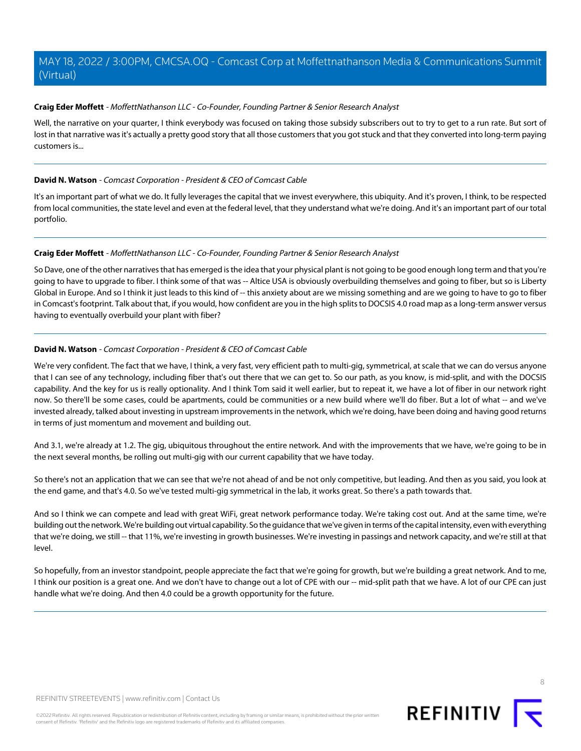**Craig Eder Moffett** - *MoffettNathanson LLC - Co-Founder, Founding Partner & Senior Research Analyst*

Well, the narrative on your quarter, I think everybody was focused on taking those subsidy subscribers out to try to get to a run rate. But sort of lost in that narrative was it's actually a pretty good story that all those customers that you got stuck and that they converted into long-term paying customers is...

---

**David N. Watson** - *Comcast Corporation - President & CEO of Comcast Cable*

It's an important part of what we do. It fully leverages the capital that we invest everywhere, this ubiquity. And it's proven, I think, to be respected from local communities, the state level and even at the federal level, that they understand what we're doing. And it's an important part of our total portfolio.

---

**Craig Eder Moffett** - *MoffettNathanson LLC - Co-Founder, Founding Partner & Senior Research Analyst*

So Dave, one of the other narratives that has emerged is the idea that your physical plant is not going to be good enough long term and that you're going to have to upgrade to fiber. I think some of that was -- Altice USA is obviously overbuilding themselves and going to fiber, but so is Liberty Global in Europe. And so I think it just leads to this kind of -- this anxiety about are we missing something and are we going to have to go to fiber in Comcast's footprint. Talk about that, if you would, how confident are you in the high splits to DOCSIS 4.0 road map as a long-term answer versus having to eventually overbuild your plant with fiber?

---

**David N. Watson** - *Comcast Corporation - President & CEO of Comcast Cable*

We're very confident. The fact that we have, I think, a very fast, very efficient path to multi-gig, symmetrical, at scale that we can do versus anyone that I can see of any technology, including fiber that's out there that we can get to. So our path, as you know, is mid-split, and with the DOCSIS capability. And the key for us is really optionality. And I think Tom said it well earlier, but to repeat it, we have a lot of fiber in our network right now. So there'll be some cases, could be apartments, could be communities or a new build where we'll do fiber. But a lot of what -- and we've invested already, talked about investing in upstream improvements in the network, which we're doing, have been doing and having good returns in terms of just momentum and movement and building out.

And 3.1, we're already at 1.2. The gig, ubiquitous throughout the entire network. And with the improvements that we have, we're going to be in the next several months, be rolling out multi-gig with our current capability that we have today.

So there's not an application that we can see that we're not ahead of and be not only competitive, but leading. And then as you said, you look at the end game, and that's 4.0. So we've tested multi-gig symmetrical in the lab, it works great. So there's a path towards that.

And so I think we can compete and lead with great WiFi, great network performance today. We're taking cost out. And at the same time, we're building out the network. We're building out virtual capability. So the guidance that we've given in terms of the capital intensity, even with everything that we're doing, we still -- that 11%, we're investing in growth businesses. We're investing in passings and network capacity, and we're still at that level.

So hopefully, from an investor standpoint, people appreciate the fact that we're going for growth, but we're building a great network. And to me, I think our position is a great one. And we don't have to change out a lot of CPE with our -- mid-split path that we have. A lot of our CPE can just handle what we're doing. And then 4.0 could be a growth opportunity for the future.

---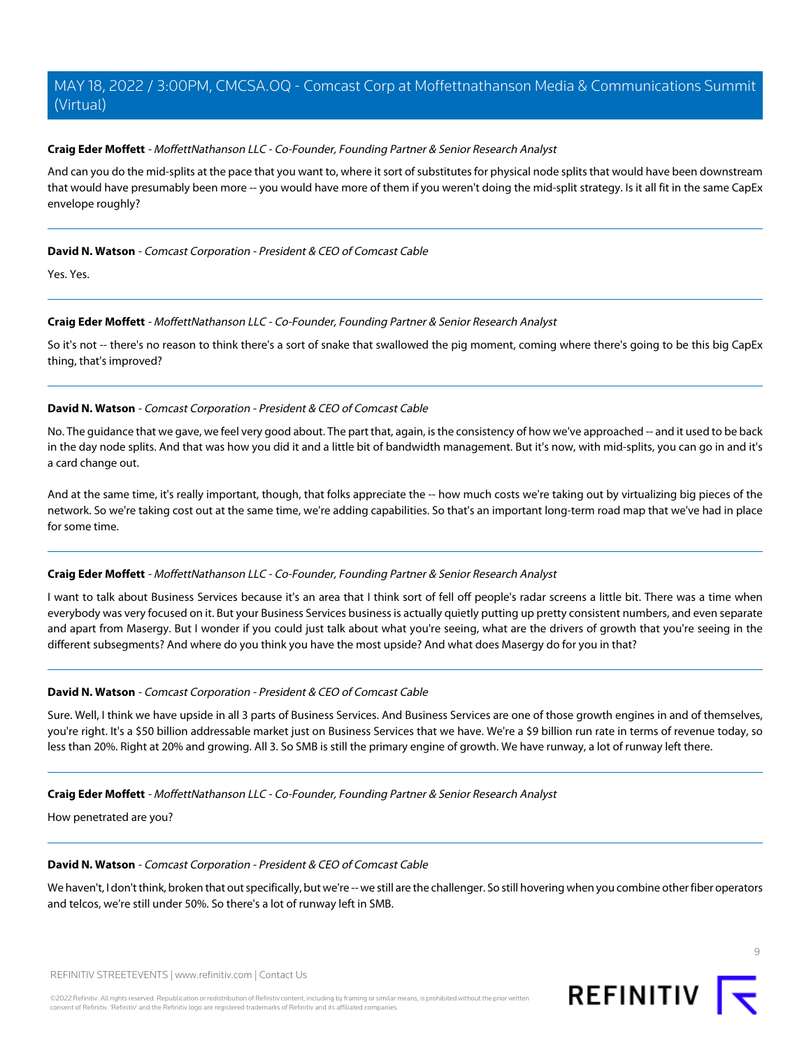**Craig Eder Moffett** - *MoffettNathanson LLC - Co-Founder, Founding Partner & Senior Research Analyst*

And can you do the mid-splits at the pace that you want to, where it sort of substitutes for physical node splits that would have been downstream that would have presumably been more -- you would have more of them if you weren't doing the mid-split strategy. Is it all fit in the same CapEx envelope roughly?

---

**David N. Watson** - *Comcast Corporation - President & CEO of Comcast Cable*

Yes. Yes.

---

**Craig Eder Moffett** - *MoffettNathanson LLC - Co-Founder, Founding Partner & Senior Research Analyst*

So it's not -- there's no reason to think there's a sort of snake that swallowed the pig moment, coming where there's going to be this big CapEx thing, that's improved?

---

**David N. Watson** - *Comcast Corporation - President & CEO of Comcast Cable*

No. The guidance that we gave, we feel very good about. The part that, again, is the consistency of how we've approached -- and it used to be back in the day node splits. And that was how you did it and a little bit of bandwidth management. But it's now, with mid-splits, you can go in and it's a card change out.

And at the same time, it's really important, though, that folks appreciate the -- how much costs we're taking out by virtualizing big pieces of the network. So we're taking cost out at the same time, we're adding capabilities. So that's an important long-term road map that we've had in place for some time.

---

**Craig Eder Moffett** - *MoffettNathanson LLC - Co-Founder, Founding Partner & Senior Research Analyst*

I want to talk about Business Services because it's an area that I think sort of fell off people's radar screens a little bit. There was a time when everybody was very focused on it. But your Business Services business is actually quietly putting up pretty consistent numbers, and even separate and apart from Masergy. But I wonder if you could just talk about what you're seeing, what are the drivers of growth that you're seeing in the different subsegments? And where do you think you have the most upside? And what does Masergy do for you in that?

---

**David N. Watson** - *Comcast Corporation - President & CEO of Comcast Cable*

Sure. Well, I think we have upside in all 3 parts of Business Services. And Business Services are one of those growth engines in and of themselves, you're right. It's a $50 billion addressable market just on Business Services that we have. We're a $9 billion run rate in terms of revenue today, so less than 20%. Right at 20% and growing. All 3. So SMB is still the primary engine of growth. We have runway, a lot of runway left there.

---

**Craig Eder Moffett** - *MoffettNathanson LLC - Co-Founder, Founding Partner & Senior Research Analyst*

How penetrated are you?

---

**David N. Watson** - *Comcast Corporation - President & CEO of Comcast Cable*

We haven't, I don't think, broken that out specifically, but we're -- we still are the challenger. So still hovering when you combine other fiber operators and telcos, we're still under 50%. So there's a lot of runway left in SMB.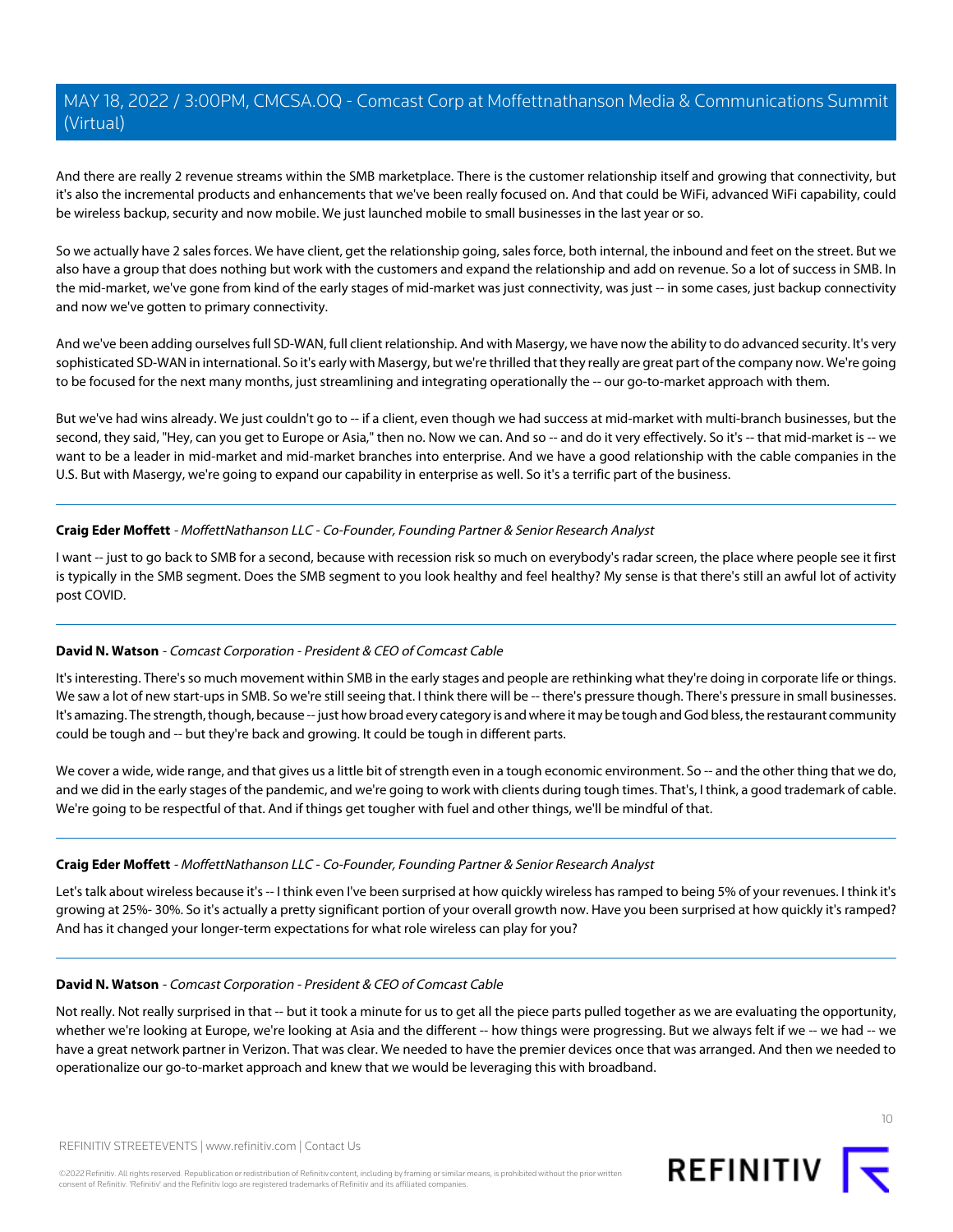And there are really 2 revenue streams within the SMB marketplace. There is the customer relationship itself and growing that connectivity, but it's also the incremental products and enhancements that we've been really focused on. And that could be WiFi, advanced WiFi capability, could be wireless backup, security and now mobile. We just launched mobile to small businesses in the last year or so.

So we actually have 2 sales forces. We have client, get the relationship going, sales force, both internal, the inbound and feet on the street. But we also have a group that does nothing but work with the customers and expand the relationship and add on revenue. So a lot of success in SMB. In the mid-market, we've gone from kind of the early stages of mid-market was just connectivity, was just -- in some cases, just backup connectivity and now we've gotten to primary connectivity.

And we've been adding ourselves full SD-WAN, full client relationship. And with Masergy, we have now the ability to do advanced security. It's very sophisticated SD-WAN in international. So it's early with Masergy, but we're thrilled that they really are great part of the company now. We're going to be focused for the next many months, just streamlining and integrating operationally the -- our go-to-market approach with them.

But we've had wins already. We just couldn't go to -- if a client, even though we had success at mid-market with multi-branch businesses, but the second, they said, "Hey, can you get to Europe or Asia," then no. Now we can. And so -- and do it very effectively. So it's -- that mid-market is -- we want to be a leader in mid-market and mid-market branches into enterprise. And we have a good relationship with the cable companies in the U.S. But with Masergy, we're going to expand our capability in enterprise as well. So it's a terrific part of the business.

---

**Craig Eder Moffett** - *MoffettNathanson LLC - Co-Founder, Founding Partner & Senior Research Analyst*

I want -- just to go back to SMB for a second, because with recession risk so much on everybody's radar screen, the place where people see it first is typically in the SMB segment. Does the SMB segment to you look healthy and feel healthy? My sense is that there's still an awful lot of activity post COVID.

---

**David N. Watson** - *Comcast Corporation - President & CEO of Comcast Cable*

It's interesting. There's so much movement within SMB in the early stages and people are rethinking what they're doing in corporate life or things. We saw a lot of new start-ups in SMB. So we're still seeing that. I think there will be -- there's pressure though. There's pressure in small businesses. It's amazing. The strength, though, because -- just how broad every category is and where it may be tough and God bless, the restaurant community could be tough and -- but they're back and growing. It could be tough in different parts.

We cover a wide, wide range, and that gives us a little bit of strength even in a tough economic environment. So -- and the other thing that we do, and we did in the early stages of the pandemic, and we're going to work with clients during tough times. That's, I think, a good trademark of cable. We're going to be respectful of that. And if things get tougher with fuel and other things, we'll be mindful of that.

---

**Craig Eder Moffett** - *MoffettNathanson LLC - Co-Founder, Founding Partner & Senior Research Analyst*

Let's talk about wireless because it's -- I think even I've been surprised at how quickly wireless has ramped to being 5% of your revenues. I think it's growing at 25%- 30%. So it's actually a pretty significant portion of your overall growth now. Have you been surprised at how quickly it's ramped? And has it changed your longer-term expectations for what role wireless can play for you?

---

**David N. Watson** - *Comcast Corporation - President & CEO of Comcast Cable*

Not really. Not really surprised in that -- but it took a minute for us to get all the piece parts pulled together as we are evaluating the opportunity, whether we're looking at Europe, we're looking at Asia and the different -- how things were progressing. But we always felt if we -- we had -- we have a great network partner in Verizon. That was clear. We needed to have the premier devices once that was arranged. And then we needed to operationalize our go-to-market approach and knew that we would be leveraging this with broadband.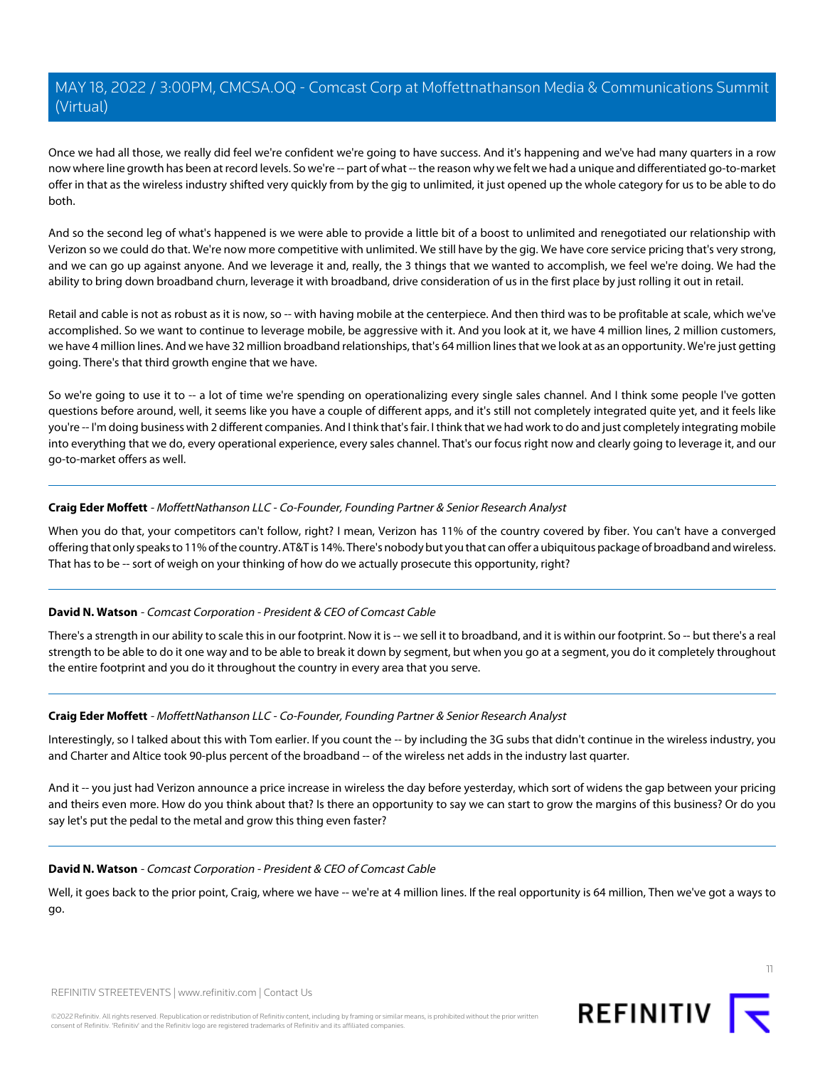Once we had all those, we really did feel we're confident we're going to have success. And it's happening and we've had many quarters in a row now where line growth has been at record levels. So we're -- part of what -- the reason why we felt we had a unique and differentiated go-to-market offer in that as the wireless industry shifted very quickly from by the gig to unlimited, it just opened up the whole category for us to be able to do both.

And so the second leg of what's happened is we were able to provide a little bit of a boost to unlimited and renegotiated our relationship with Verizon so we could do that. We're now more competitive with unlimited. We still have by the gig. We have core service pricing that's very strong, and we can go up against anyone. And we leverage it and, really, the 3 things that we wanted to accomplish, we feel we're doing. We had the ability to bring down broadband churn, leverage it with broadband, drive consideration of us in the first place by just rolling it out in retail.

Retail and cable is not as robust as it is now, so -- with having mobile at the centerpiece. And then third was to be profitable at scale, which we've accomplished. So we want to continue to leverage mobile, be aggressive with it. And you look at it, we have 4 million lines, 2 million customers, we have 4 million lines. And we have 32 million broadband relationships, that's 64 million lines that we look at as an opportunity. We're just getting going. There's that third growth engine that we have.

So we're going to use it to -- a lot of time we're spending on operationalizing every single sales channel. And I think some people I've gotten questions before around, well, it seems like you have a couple of different apps, and it's still not completely integrated quite yet, and it feels like you're -- I'm doing business with 2 different companies. And I think that's fair. I think that we had work to do and just completely integrating mobile into everything that we do, every operational experience, every sales channel. That's our focus right now and clearly going to leverage it, and our go-to-market offers as well.

---

**Craig Eder Moffett** - *MoffettNathanson LLC - Co-Founder, Founding Partner & Senior Research Analyst*

When you do that, your competitors can't follow, right? I mean, Verizon has 11% of the country covered by fiber. You can't have a converged offering that only speaks to 11% of the country. AT&T is 14%. There's nobody but you that can offer a ubiquitous package of broadband and wireless. That has to be -- sort of weigh on your thinking of how do we actually prosecute this opportunity, right?

---

**David N. Watson** - *Comcast Corporation - President & CEO of Comcast Cable*

There's a strength in our ability to scale this in our footprint. Now it is -- we sell it to broadband, and it is within our footprint. So -- but there's a real strength to be able to do it one way and to be able to break it down by segment, but when you go at a segment, you do it completely throughout the entire footprint and you do it throughout the country in every area that you serve.

---

**Craig Eder Moffett** - *MoffettNathanson LLC - Co-Founder, Founding Partner & Senior Research Analyst*

Interestingly, so I talked about this with Tom earlier. If you count the -- by including the 3G subs that didn't continue in the wireless industry, you and Charter and Altice took 90-plus percent of the broadband -- of the wireless net adds in the industry last quarter.

And it -- you just had Verizon announce a price increase in wireless the day before yesterday, which sort of widens the gap between your pricing and theirs even more. How do you think about that? Is there an opportunity to say we can start to grow the margins of this business? Or do you say let's put the pedal to the metal and grow this thing even faster?

---

**David N. Watson** - *Comcast Corporation - President & CEO of Comcast Cable*

Well, it goes back to the prior point, Craig, where we have -- we're at 4 million lines. If the real opportunity is 64 million, Then we've got a ways to go.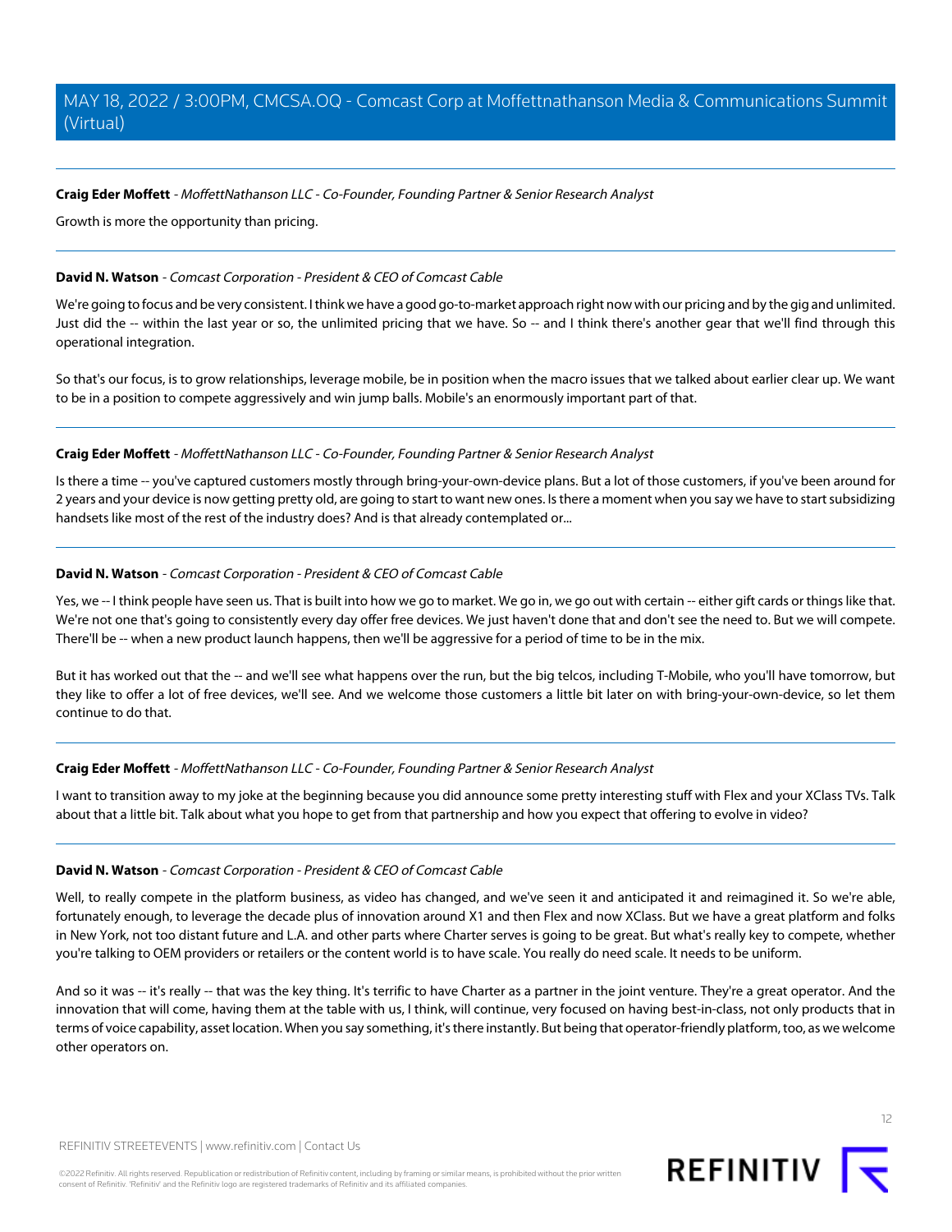**Craig Eder Moffett** - *MoffettNathanson LLC - Co-Founder, Founding Partner & Senior Research Analyst*

Growth is more the opportunity than pricing.

---

**David N. Watson** - *Comcast Corporation - President & CEO of Comcast Cable*

We're going to focus and be very consistent. I think we have a good go-to-market approach right now with our pricing and by the gig and unlimited. Just did the -- within the last year or so, the unlimited pricing that we have. So -- and I think there's another gear that we'll find through this operational integration.

So that's our focus, is to grow relationships, leverage mobile, be in position when the macro issues that we talked about earlier clear up. We want to be in a position to compete aggressively and win jump balls. Mobile's an enormously important part of that.

---

**Craig Eder Moffett** - *MoffettNathanson LLC - Co-Founder, Founding Partner & Senior Research Analyst*

Is there a time -- you've captured customers mostly through bring-your-own-device plans. But a lot of those customers, if you've been around for 2 years and your device is now getting pretty old, are going to start to want new ones. Is there a moment when you say we have to start subsidizing handsets like most of the rest of the industry does? And is that already contemplated or...

---

**David N. Watson** - *Comcast Corporation - President & CEO of Comcast Cable*

Yes, we -- I think people have seen us. That is built into how we go to market. We go in, we go out with certain -- either gift cards or things like that. We're not one that's going to consistently every day offer free devices. We just haven't done that and don't see the need to. But we will compete. There'll be -- when a new product launch happens, then we'll be aggressive for a period of time to be in the mix.

But it has worked out that the -- and we'll see what happens over the run, but the big telcos, including T-Mobile, who you'll have tomorrow, but they like to offer a lot of free devices, we'll see. And we welcome those customers a little bit later on with bring-your-own-device, so let them continue to do that.

---

**Craig Eder Moffett** - *MoffettNathanson LLC - Co-Founder, Founding Partner & Senior Research Analyst*

I want to transition away to my joke at the beginning because you did announce some pretty interesting stuff with Flex and your XClass TVs. Talk about that a little bit. Talk about what you hope to get from that partnership and how you expect that offering to evolve in video?

---

**David N. Watson** - *Comcast Corporation - President & CEO of Comcast Cable*

Well, to really compete in the platform business, as video has changed, and we've seen it and anticipated it and reimagined it. So we're able, fortunately enough, to leverage the decade plus of innovation around X1 and then Flex and now XClass. But we have a great platform and folks in New York, not too distant future and L.A. and other parts where Charter serves is going to be great. But what's really key to compete, whether you're talking to OEM providers or retailers or the content world is to have scale. You really do need scale. It needs to be uniform.

And so it was -- it's really -- that was the key thing. It's terrific to have Charter as a partner in the joint venture. They're a great operator. And the innovation that will come, having them at the table with us, I think, will continue, very focused on having best-in-class, not only products that in terms of voice capability, asset location. When you say something, it's there instantly. But being that operator-friendly platform, too, as we welcome other operators on.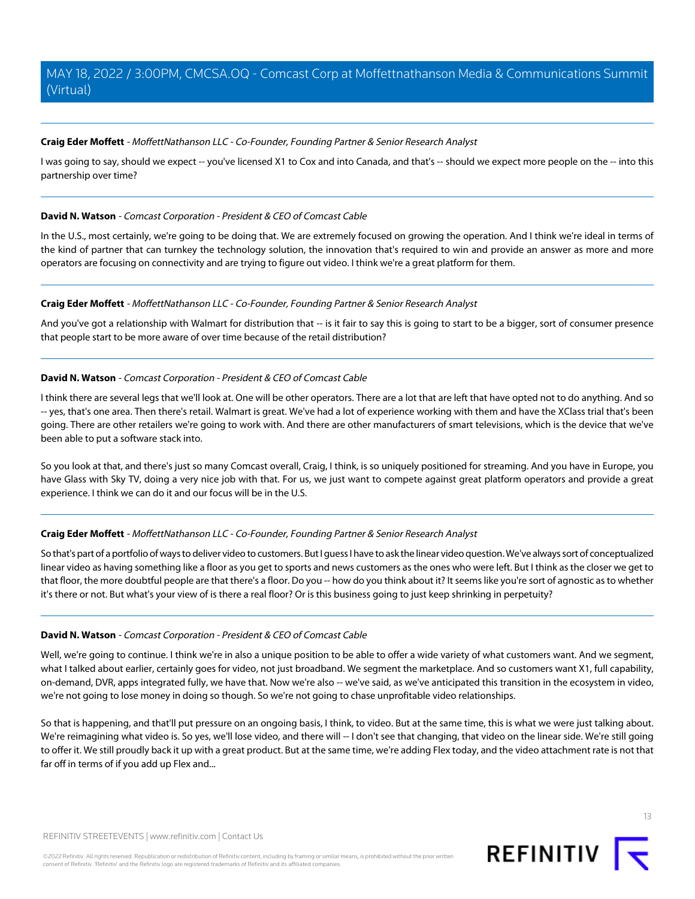**Craig Eder Moffett** - *MoffettNathanson LLC - Co-Founder, Founding Partner & Senior Research Analyst*

I was going to say, should we expect -- you've licensed X1 to Cox and into Canada, and that's -- should we expect more people on the -- into this partnership over time?

---

**David N. Watson** - *Comcast Corporation - President & CEO of Comcast Cable*

In the U.S., most certainly, we're going to be doing that. We are extremely focused on growing the operation. And I think we're ideal in terms of the kind of partner that can turnkey the technology solution, the innovation that's required to win and provide an answer as more and more operators are focusing on connectivity and are trying to figure out video. I think we're a great platform for them.

---

**Craig Eder Moffett** - *MoffettNathanson LLC - Co-Founder, Founding Partner & Senior Research Analyst*

And you've got a relationship with Walmart for distribution that -- is it fair to say this is going to start to be a bigger, sort of consumer presence that people start to be more aware of over time because of the retail distribution?

---

**David N. Watson** - *Comcast Corporation - President & CEO of Comcast Cable*

I think there are several legs that we'll look at. One will be other operators. There are a lot that are left that have opted not to do anything. And so -- yes, that's one area. Then there's retail. Walmart is great. We've had a lot of experience working with them and have the XClass trial that's been going. There are other retailers we're going to work with. And there are other manufacturers of smart televisions, which is the device that we've been able to put a software stack into.

So you look at that, and there's just so many Comcast overall, Craig, I think, is so uniquely positioned for streaming. And you have in Europe, you have Glass with Sky TV, doing a very nice job with that. For us, we just want to compete against great platform operators and provide a great experience. I think we can do it and our focus will be in the U.S.

---

**Craig Eder Moffett** - *MoffettNathanson LLC - Co-Founder, Founding Partner & Senior Research Analyst*

So that's part of a portfolio of ways to deliver video to customers. But I guess I have to ask the linear video question. We've always sort of conceptualized linear video as having something like a floor as you get to sports and news customers as the ones who were left. But I think as the closer we get to that floor, the more doubtful people are that there's a floor. Do you -- how do you think about it? It seems like you're sort of agnostic as to whether it's there or not. But what's your view of is there a real floor? Or is this business going to just keep shrinking in perpetuity?

---

**David N. Watson** - *Comcast Corporation - President & CEO of Comcast Cable*

Well, we're going to continue. I think we're in also a unique position to be able to offer a wide variety of what customers want. And we segment, what I talked about earlier, certainly goes for video, not just broadband. We segment the marketplace. And so customers want X1, full capability, on-demand, DVR, apps integrated fully, we have that. Now we're also -- we've said, as we've anticipated this transition in the ecosystem in video, we're not going to lose money in doing so though. So we're not going to chase unprofitable video relationships.

So that is happening, and that'll put pressure on an ongoing basis, I think, to video. But at the same time, this is what we were just talking about. We're reimagining what video is. So yes, we'll lose video, and there will -- I don't see that changing, that video on the linear side. We're still going to offer it. We still proudly back it up with a great product. But at the same time, we're adding Flex today, and the video attachment rate is not that far off in terms of if you add up Flex and...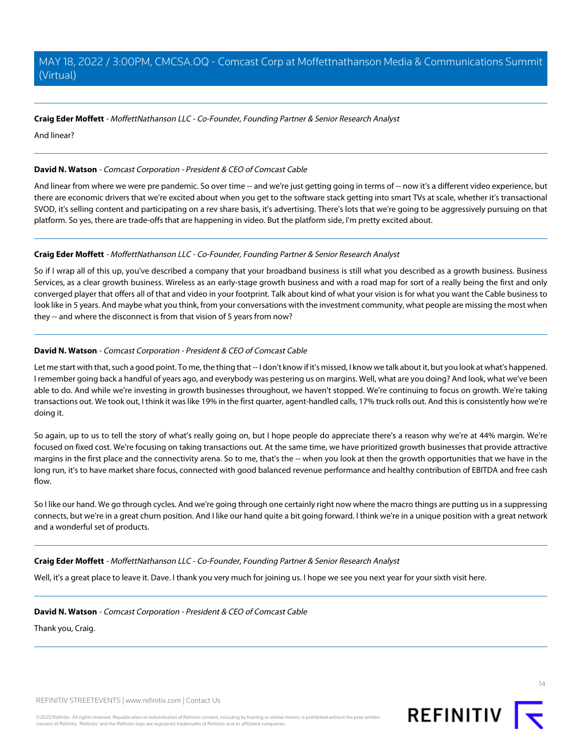**Craig Eder Moffett** - *MoffettNathanson LLC - Co-Founder, Founding Partner & Senior Research Analyst*

And linear?

---

**David N. Watson** - *Comcast Corporation - President & CEO of Comcast Cable*

And linear from where we were pre pandemic. So over time -- and we're just getting going in terms of -- now it's a different video experience, but there are economic drivers that we're excited about when you get to the software stack getting into smart TVs at scale, whether it's transactional SVOD, it's selling content and participating on a rev share basis, it's advertising. There's lots that we're going to be aggressively pursuing on that platform. So yes, there are trade-offs that are happening in video. But the platform side, I'm pretty excited about.

---

**Craig Eder Moffett** - *MoffettNathanson LLC - Co-Founder, Founding Partner & Senior Research Analyst*

So if I wrap all of this up, you've described a company that your broadband business is still what you described as a growth business. Business Services, as a clear growth business. Wireless as an early-stage growth business and with a road map for sort of a really being the first and only converged player that offers all of that and video in your footprint. Talk about kind of what your vision is for what you want the Cable business to look like in 5 years. And maybe what you think, from your conversations with the investment community, what people are missing the most when they -- and where the disconnect is from that vision of 5 years from now?

---

**David N. Watson** - *Comcast Corporation - President & CEO of Comcast Cable*

Let me start with that, such a good point. To me, the thing that -- I don't know if it's missed, I know we talk about it, but you look at what's happened. I remember going back a handful of years ago, and everybody was pestering us on margins. Well, what are you doing? And look, what we've been able to do. And while we're investing in growth businesses throughout, we haven't stopped. We're continuing to focus on growth. We're taking transactions out. We took out, I think it was like 19% in the first quarter, agent-handled calls, 17% truck rolls out. And this is consistently how we're doing it.

So again, up to us to tell the story of what's really going on, but I hope people do appreciate there's a reason why we're at 44% margin. We're focused on fixed cost. We're focusing on taking transactions out. At the same time, we have prioritized growth businesses that provide attractive margins in the first place and the connectivity arena. So to me, that's the -- when you look at then the growth opportunities that we have in the long run, it's to have market share focus, connected with good balanced revenue performance and healthy contribution of EBITDA and free cash flow.

So I like our hand. We go through cycles. And we're going through one certainly right now where the macro things are putting us in a suppressing connects, but we're in a great churn position. And I like our hand quite a bit going forward. I think we're in a unique position with a great network and a wonderful set of products.

---

**Craig Eder Moffett** - *MoffettNathanson LLC - Co-Founder, Founding Partner & Senior Research Analyst*

Well, it's a great place to leave it. Dave. I thank you very much for joining us. I hope we see you next year for your sixth visit here.

---

**David N. Watson** - *Comcast Corporation - President & CEO of Comcast Cable*

Thank you, Craig.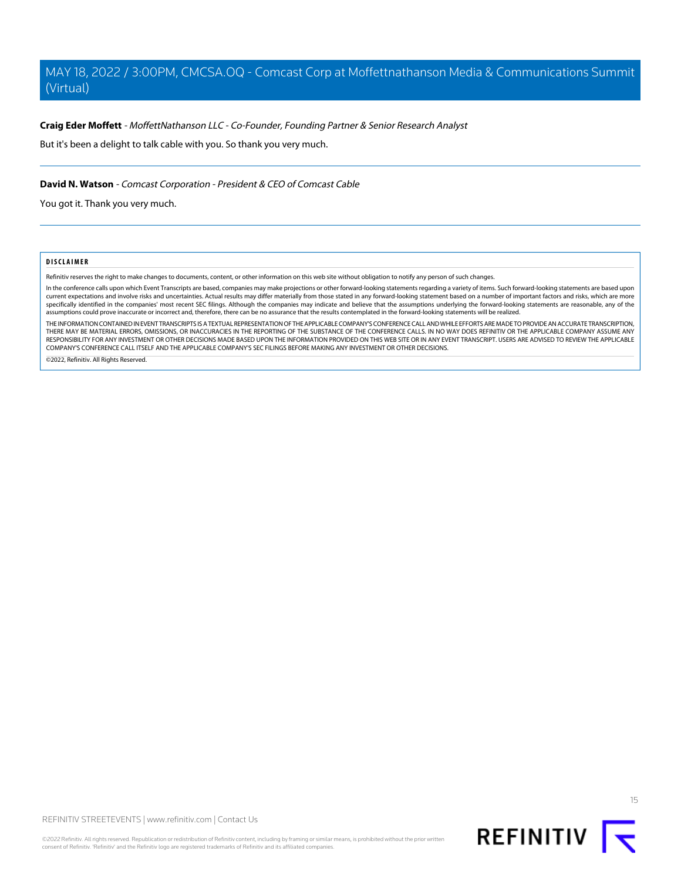**Craig Eder Moffett** - *MoffettNathanson LLC - Co-Founder, Founding Partner & Senior Research Analyst*

But it's been a delight to talk cable with you. So thank you very much.

---

**David N. Watson** - *Comcast Corporation - President & CEO of Comcast Cable*

You got it. Thank you very much.

---

**DISCLAIMER**

Refinitiv reserves the right to make changes to documents, content, or other information on this web site without obligation to notify any person of such changes.

In the conference calls upon which Event Transcripts are based, companies may make projections or other forward-looking statements regarding a variety of items. Such forward-looking statements are based upon current expectations and involve risks and uncertainties. Actual results may differ materially from those stated in any forward-looking statement based on a number of important factors and risks, which are more specifically identified in the companies' most recent SEC filings. Although the companies may indicate and believe that the assumptions underlying the forward-looking statements are reasonable, any of the assumptions could prove inaccurate or incorrect and, therefore, there can be no assurance that the results contemplated in the forward-looking statements will be realized.

THE INFORMATION CONTAINED IN EVENT TRANSCRIPTS IS A TEXTUAL REPRESENTATION OF THE APPLICABLE COMPANY'S CONFERENCE CALL AND WHILE EFFORTS ARE MADE TO PROVIDE AN ACCURATE TRANSCRIPTION, THERE MAY BE MATERIAL ERRORS, OMISSIONS, OR INACCURACIES IN THE REPORTING OF THE SUBSTANCE OF THE CONFERENCE CALLS. IN NO WAY DOES REFINITIV OR THE APPLICABLE COMPANY ASSUME ANY RESPONSIBILITY FOR ANY INVESTMENT OR OTHER DECISIONS MADE BASED UPON THE INFORMATION PROVIDED ON THIS WEB SITE OR IN ANY EVENT TRANSCRIPT. USERS ARE ADVISED TO REVIEW THE APPLICABLE COMPANY'S CONFERENCE CALL ITSELF AND THE APPLICABLE COMPANY'S SEC FILINGS BEFORE MAKING ANY INVESTMENT OR OTHER DECISIONS.

©2022, Refinitiv. All Rights Reserved.